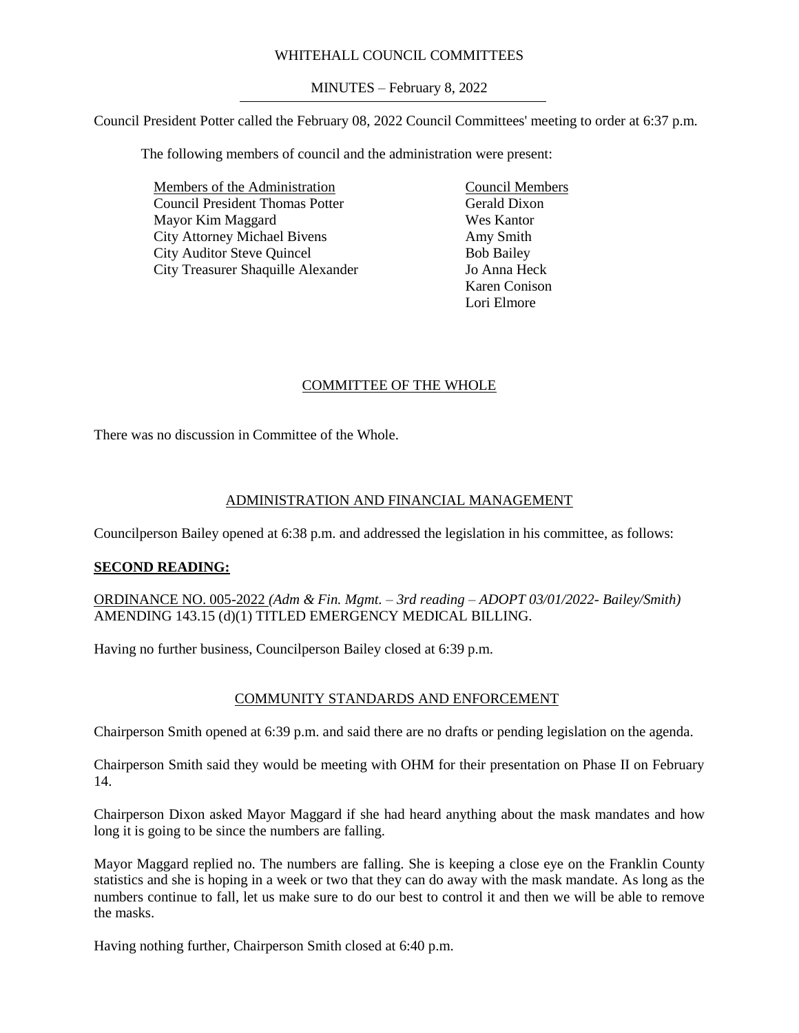WHITEHALL COUNCIL COMMITTEES

MINUTES – February 8, 2022

Council President Potter called the February 08, 2022 Council Committees' meeting to order at 6:37 p.m.

The following members of council and the administration were present:

| Members of the Administration | Council Members |
|---|---|
| Council President Thomas Potter | Gerald Dixon |
| Mayor Kim Maggard | Wes Kantor |
| City Attorney Michael Bivens | Amy Smith |
| City Auditor Steve Quincel | Bob Bailey |
| City Treasurer Shaquille Alexander | Jo Anna Heck |
| | Karen Conison |
| | Lori Elmore |

## COMMITTEE OF THE WHOLE

There was no discussion in Committee of the Whole.

## ADMINISTRATION AND FINANCIAL MANAGEMENT

Councilperson Bailey opened at 6:38 p.m. and addressed the legislation in his committee, as follows:

**SECOND READING:**

ORDINANCE NO. 005-2022 *(Adm & Fin. Mgmt. – 3rd reading – ADOPT 03/01/2022- Bailey/Smith)* AMENDING 143.15 (d)(1) TITLED EMERGENCY MEDICAL BILLING.

Having no further business, Councilperson Bailey closed at 6:39 p.m.

## COMMUNITY STANDARDS AND ENFORCEMENT

Chairperson Smith opened at 6:39 p.m. and said there are no drafts or pending legislation on the agenda.

Chairperson Smith said they would be meeting with OHM for their presentation on Phase II on February 14.

Chairperson Dixon asked Mayor Maggard if she had heard anything about the mask mandates and how long it is going to be since the numbers are falling.

Mayor Maggard replied no. The numbers are falling. She is keeping a close eye on the Franklin County statistics and she is hoping in a week or two that they can do away with the mask mandate. As long as the numbers continue to fall, let us make sure to do our best to control it and then we will be able to remove the masks.

Having nothing further, Chairperson Smith closed at 6:40 p.m.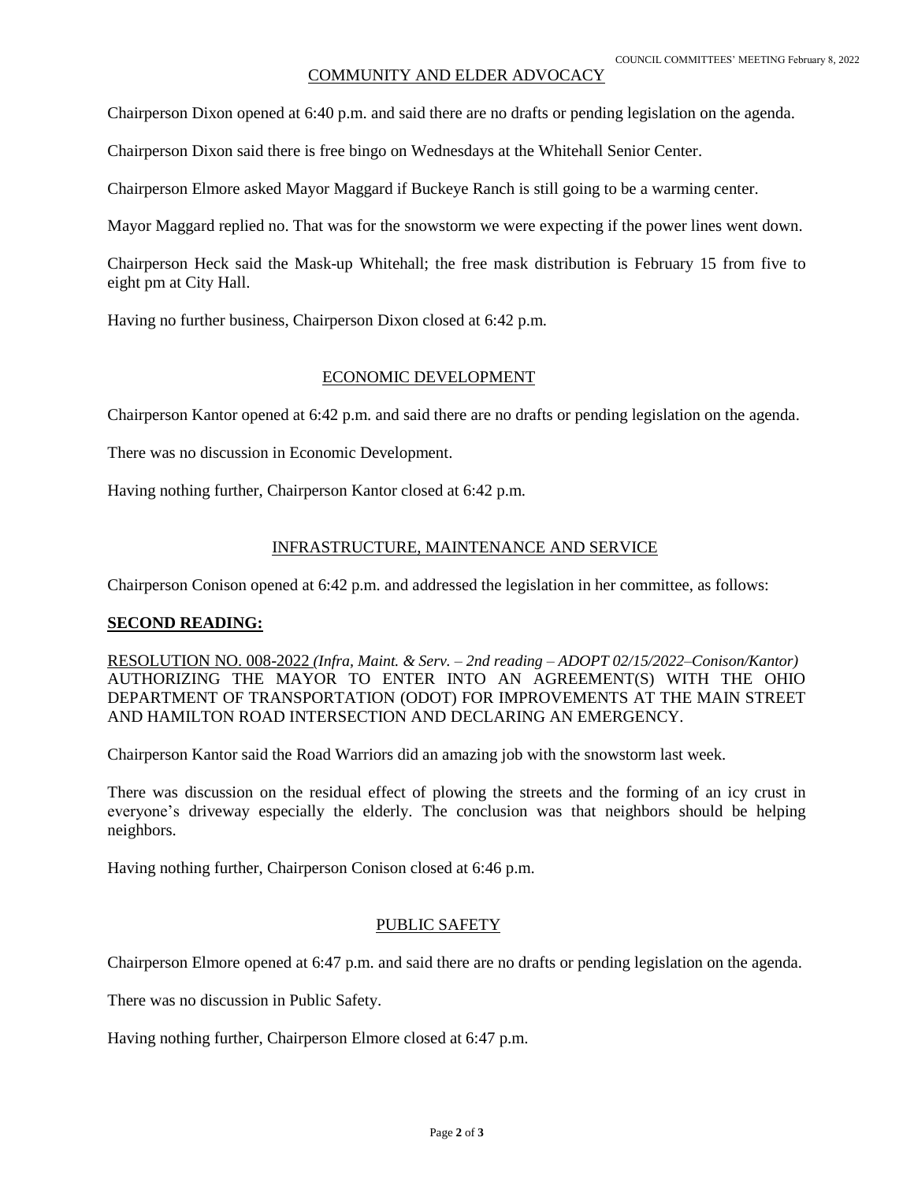## COMMUNITY AND ELDER ADVOCACY

Chairperson Dixon opened at 6:40 p.m. and said there are no drafts or pending legislation on the agenda.

Chairperson Dixon said there is free bingo on Wednesdays at the Whitehall Senior Center.

Chairperson Elmore asked Mayor Maggard if Buckeye Ranch is still going to be a warming center.

Mayor Maggard replied no. That was for the snowstorm we were expecting if the power lines went down.

Chairperson Heck said the Mask-up Whitehall; the free mask distribution is February 15 from five to eight pm at City Hall.

Having no further business, Chairperson Dixon closed at 6:42 p.m.

## ECONOMIC DEVELOPMENT

Chairperson Kantor opened at 6:42 p.m. and said there are no drafts or pending legislation on the agenda.

There was no discussion in Economic Development.

Having nothing further, Chairperson Kantor closed at 6:42 p.m.

## INFRASTRUCTURE, MAINTENANCE AND SERVICE

Chairperson Conison opened at 6:42 p.m. and addressed the legislation in her committee, as follows:

**SECOND READING:**

RESOLUTION NO. 008-2022 *(Infra, Maint. & Serv. – 2nd reading – ADOPT 02/15/2022–Conison/Kantor)* AUTHORIZING THE MAYOR TO ENTER INTO AN AGREEMENT(S) WITH THE OHIO DEPARTMENT OF TRANSPORTATION (ODOT) FOR IMPROVEMENTS AT THE MAIN STREET AND HAMILTON ROAD INTERSECTION AND DECLARING AN EMERGENCY.

Chairperson Kantor said the Road Warriors did an amazing job with the snowstorm last week.

There was discussion on the residual effect of plowing the streets and the forming of an icy crust in everyone's driveway especially the elderly. The conclusion was that neighbors should be helping neighbors.

Having nothing further, Chairperson Conison closed at 6:46 p.m.

## PUBLIC SAFETY

Chairperson Elmore opened at 6:47 p.m. and said there are no drafts or pending legislation on the agenda.

There was no discussion in Public Safety.

Having nothing further, Chairperson Elmore closed at 6:47 p.m.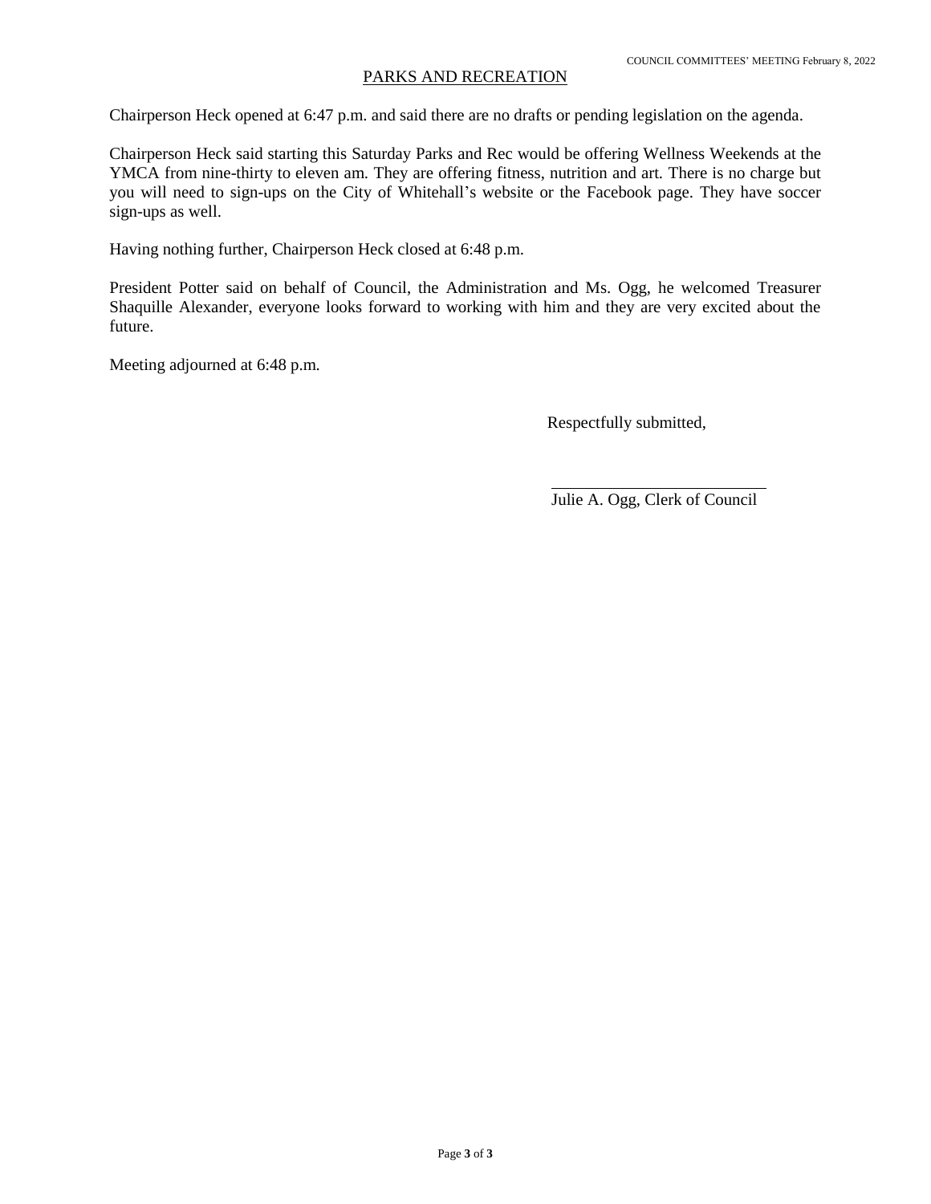## PARKS AND RECREATION

Chairperson Heck opened at 6:47 p.m. and said there are no drafts or pending legislation on the agenda.

Chairperson Heck said starting this Saturday Parks and Rec would be offering Wellness Weekends at the YMCA from nine-thirty to eleven am. They are offering fitness, nutrition and art. There is no charge but you will need to sign-ups on the City of Whitehall's website or the Facebook page. They have soccer sign-ups as well.

Having nothing further, Chairperson Heck closed at 6:48 p.m.

President Potter said on behalf of Council, the Administration and Ms. Ogg, he welcomed Treasurer Shaquille Alexander, everyone looks forward to working with him and they are very excited about the future.

Meeting adjourned at 6:48 p.m.

Respectfully submitted,

Julie A. Ogg, Clerk of Council